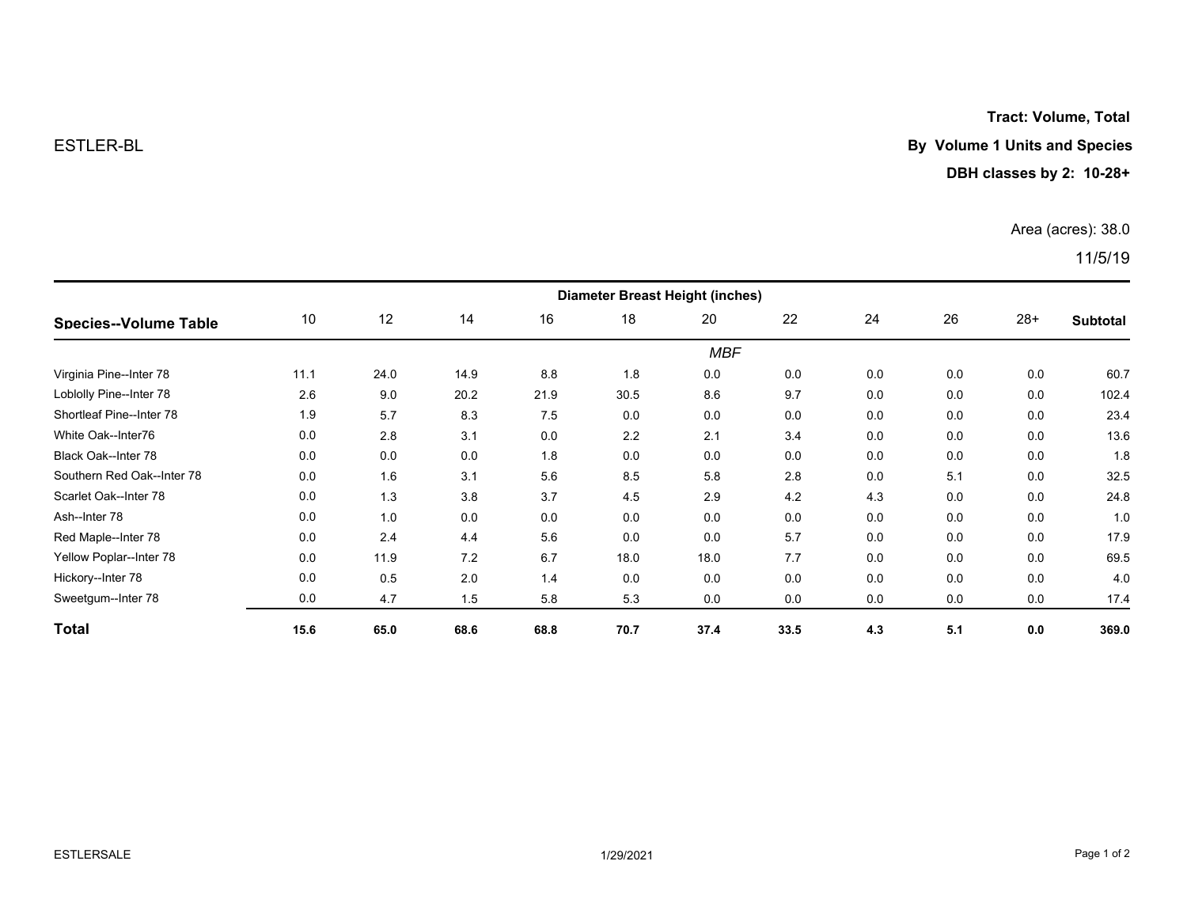ESTLER-BL

**Tract: Volume, Total**

**By Volume 1 Units and Species**

**DBH classes by 2: 10-28+**

Area (acres): 38.0

11/5/19

| **Species--Volume Table** | Diameter Breast Height (inches) | | | | | | | | | | |
|---|---|---|---|---|---|---|---|---|---|---|---|
| | 10 | 12 | 14 | 16 | 18 | 20 | 22 | 24 | 26 | 28+ | **Subtotal** |
| | *MBF* | | | | | | | | | | |
| Virginia Pine--Inter 78 | 11.1 | 24.0 | 14.9 | 8.8 | 1.8 | 0.0 | 0.0 | 0.0 | 0.0 | 0.0 | 60.7 |
| Loblolly Pine--Inter 78 | 2.6 | 9.0 | 20.2 | 21.9 | 30.5 | 8.6 | 9.7 | 0.0 | 0.0 | 0.0 | 102.4 |
| Shortleaf Pine--Inter 78 | 1.9 | 5.7 | 8.3 | 7.5 | 0.0 | 0.0 | 0.0 | 0.0 | 0.0 | 0.0 | 23.4 |
| White Oak--Inter76 | 0.0 | 2.8 | 3.1 | 0.0 | 2.2 | 2.1 | 3.4 | 0.0 | 0.0 | 0.0 | 13.6 |
| Black Oak--Inter 78 | 0.0 | 0.0 | 0.0 | 1.8 | 0.0 | 0.0 | 0.0 | 0.0 | 0.0 | 0.0 | 1.8 |
| Southern Red Oak--Inter 78 | 0.0 | 1.6 | 3.1 | 5.6 | 8.5 | 5.8 | 2.8 | 0.0 | 5.1 | 0.0 | 32.5 |
| Scarlet Oak--Inter 78 | 0.0 | 1.3 | 3.8 | 3.7 | 4.5 | 2.9 | 4.2 | 4.3 | 0.0 | 0.0 | 24.8 |
| Ash--Inter 78 | 0.0 | 1.0 | 0.0 | 0.0 | 0.0 | 0.0 | 0.0 | 0.0 | 0.0 | 0.0 | 1.0 |
| Red Maple--Inter 78 | 0.0 | 2.4 | 4.4 | 5.6 | 0.0 | 0.0 | 5.7 | 0.0 | 0.0 | 0.0 | 17.9 |
| Yellow Poplar--Inter 78 | 0.0 | 11.9 | 7.2 | 6.7 | 18.0 | 18.0 | 7.7 | 0.0 | 0.0 | 0.0 | 69.5 |
| Hickory--Inter 78 | 0.0 | 0.5 | 2.0 | 1.4 | 0.0 | 0.0 | 0.0 | 0.0 | 0.0 | 0.0 | 4.0 |
| Sweetgum--Inter 78 | 0.0 | 4.7 | 1.5 | 5.8 | 5.3 | 0.0 | 0.0 | 0.0 | 0.0 | 0.0 | 17.4 |
| **Total** | **15.6** | **65.0** | **68.6** | **68.8** | **70.7** | **37.4** | **33.5** | **4.3** | **5.1** | **0.0** | **369.0** |

ESTLERSALE

1/29/2021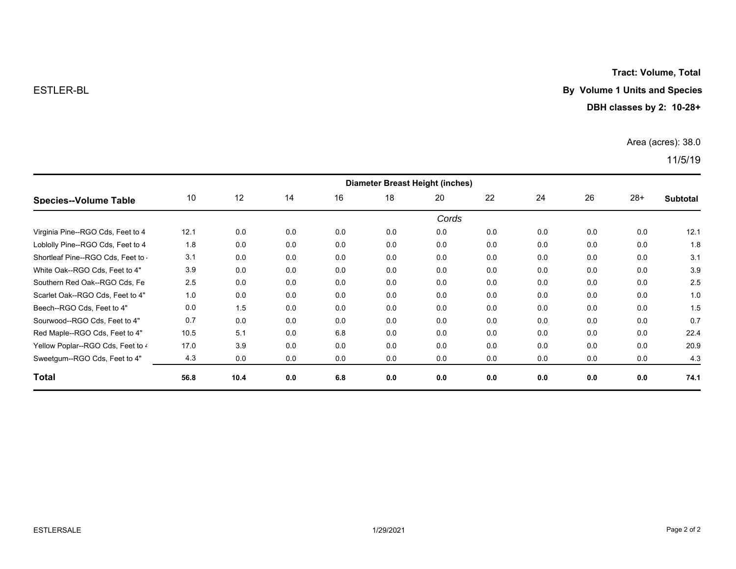ESTLER-BL

**Tract: Volume, Total**

**By Volume 1 Units and Species**

**DBH classes by 2: 10-28+**

Area (acres): 38.0

11/5/19

| | Diameter Breast Height (inches) | | | | | | | | | | |
|---|---|---|---|---|---|---|---|---|---|---|---|
| **Species--Volume Table** | 10 | 12 | 14 | 16 | 18 | 20 | 22 | 24 | 26 | 28+ | **Subtotal** |
| | | | | | | *Cords* | | | | | |
| Virginia Pine--RGO Cds, Feet to 4 | 12.1 | 0.0 | 0.0 | 0.0 | 0.0 | 0.0 | 0.0 | 0.0 | 0.0 | 0.0 | 12.1 |
| Loblolly Pine--RGO Cds, Feet to 4 | 1.8 | 0.0 | 0.0 | 0.0 | 0.0 | 0.0 | 0.0 | 0.0 | 0.0 | 0.0 | 1.8 |
| Shortleaf Pine--RGO Cds, Feet to 4 | 3.1 | 0.0 | 0.0 | 0.0 | 0.0 | 0.0 | 0.0 | 0.0 | 0.0 | 0.0 | 3.1 |
| White Oak--RGO Cds, Feet to 4" | 3.9 | 0.0 | 0.0 | 0.0 | 0.0 | 0.0 | 0.0 | 0.0 | 0.0 | 0.0 | 3.9 |
| Southern Red Oak--RGO Cds, Fe | 2.5 | 0.0 | 0.0 | 0.0 | 0.0 | 0.0 | 0.0 | 0.0 | 0.0 | 0.0 | 2.5 |
| Scarlet Oak--RGO Cds, Feet to 4" | 1.0 | 0.0 | 0.0 | 0.0 | 0.0 | 0.0 | 0.0 | 0.0 | 0.0 | 0.0 | 1.0 |
| Beech--RGO Cds, Feet to 4" | 0.0 | 1.5 | 0.0 | 0.0 | 0.0 | 0.0 | 0.0 | 0.0 | 0.0 | 0.0 | 1.5 |
| Sourwood--RGO Cds, Feet to 4" | 0.7 | 0.0 | 0.0 | 0.0 | 0.0 | 0.0 | 0.0 | 0.0 | 0.0 | 0.0 | 0.7 |
| Red Maple--RGO Cds, Feet to 4" | 10.5 | 5.1 | 0.0 | 6.8 | 0.0 | 0.0 | 0.0 | 0.0 | 0.0 | 0.0 | 22.4 |
| Yellow Poplar--RGO Cds, Feet to 4 | 17.0 | 3.9 | 0.0 | 0.0 | 0.0 | 0.0 | 0.0 | 0.0 | 0.0 | 0.0 | 20.9 |
| Sweetgum--RGO Cds, Feet to 4" | 4.3 | 0.0 | 0.0 | 0.0 | 0.0 | 0.0 | 0.0 | 0.0 | 0.0 | 0.0 | 4.3 |
| **Total** | **56.8** | **10.4** | **0.0** | **6.8** | **0.0** | **0.0** | **0.0** | **0.0** | **0.0** | **0.0** | **74.1** |

ESTLERSALE 1/29/2021